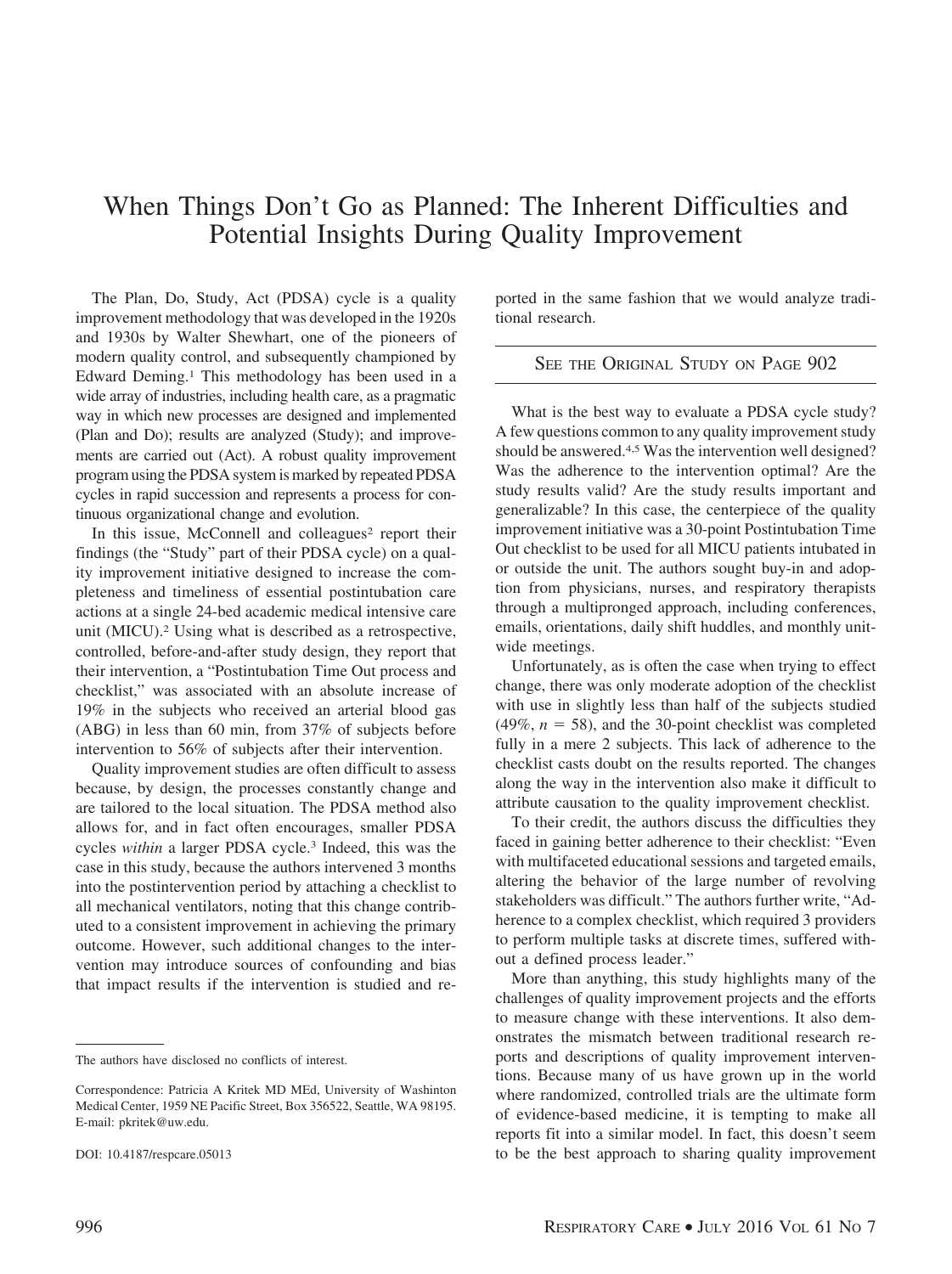# When Things Don't Go as Planned: The Inherent Difficulties and Potential Insights During Quality Improvement

The Plan, Do, Study, Act (PDSA) cycle is a quality improvement methodology that was developed in the 1920s and 1930s by Walter Shewhart, one of the pioneers of modern quality control, and subsequently championed by Edward Deming.[1] This methodology has been used in a wide array of industries, including health care, as a pragmatic way in which new processes are designed and implemented (Plan and Do); results are analyzed (Study); and improvements are carried out (Act). A robust quality improvement program using the PDSA system is marked by repeated PDSA cycles in rapid succession and represents a process for continuous organizational change and evolution.

In this issue, McConnell and colleagues[2] report their findings (the "Study" part of their PDSA cycle) on a quality improvement initiative designed to increase the completeness and timeliness of essential postintubation care actions at a single 24-bed academic medical intensive care unit (MICU).[2] Using what is described as a retrospective, controlled, before-and-after study design, they report that their intervention, a "Postintubation Time Out process and checklist," was associated with an absolute increase of 19% in the subjects who received an arterial blood gas (ABG) in less than 60 min, from 37% of subjects before intervention to 56% of subjects after their intervention.

Quality improvement studies are often difficult to assess because, by design, the processes constantly change and are tailored to the local situation. The PDSA method also allows for, and in fact often encourages, smaller PDSA cycles *within* a larger PDSA cycle.[3] Indeed, this was the case in this study, because the authors intervened 3 months into the postintervention period by attaching a checklist to all mechanical ventilators, noting that this change contributed to a consistent improvement in achieving the primary outcome. However, such additional changes to the intervention may introduce sources of confounding and bias that impact results if the intervention is studied and reported in the same fashion that we would analyze traditional research.

SEE THE ORIGINAL STUDY ON PAGE 902

What is the best way to evaluate a PDSA cycle study? A few questions common to any quality improvement study should be answered.[4,5] Was the intervention well designed? Was the adherence to the intervention optimal? Are the study results valid? Are the study results important and generalizable? In this case, the centerpiece of the quality improvement initiative was a 30-point Postintubation Time Out checklist to be used for all MICU patients intubated in or outside the unit. The authors sought buy-in and adoption from physicians, nurses, and respiratory therapists through a multipronged approach, including conferences, emails, orientations, daily shift huddles, and monthly unit-wide meetings.

Unfortunately, as is often the case when trying to effect change, there was only moderate adoption of the checklist with use in slightly less than half of the subjects studied (49%, $n = 58$), and the 30-point checklist was completed fully in a mere 2 subjects. This lack of adherence to the checklist casts doubt on the results reported. The changes along the way in the intervention also make it difficult to attribute causation to the quality improvement checklist.

To their credit, the authors discuss the difficulties they faced in gaining better adherence to their checklist: "Even with multifaceted educational sessions and targeted emails, altering the behavior of the large number of revolving stakeholders was difficult." The authors further write, "Adherence to a complex checklist, which required 3 providers to perform multiple tasks at discrete times, suffered without a defined process leader."

More than anything, this study highlights many of the challenges of quality improvement projects and the efforts to measure change with these interventions. It also demonstrates the mismatch between traditional research reports and descriptions of quality improvement interventions. Because many of us have grown up in the world where randomized, controlled trials are the ultimate form of evidence-based medicine, it is tempting to make all reports fit into a similar model. In fact, this doesn't seem to be the best approach to sharing quality improvement

---

The authors have disclosed no conflicts of interest.

Correspondence: Patricia A Kritek MD MEd, University of Washinton Medical Center, 1959 NE Pacific Street, Box 356522, Seattle, WA 98195. E-mail: pkritek@uw.edu.

DOI: 10.4187/respcare.05013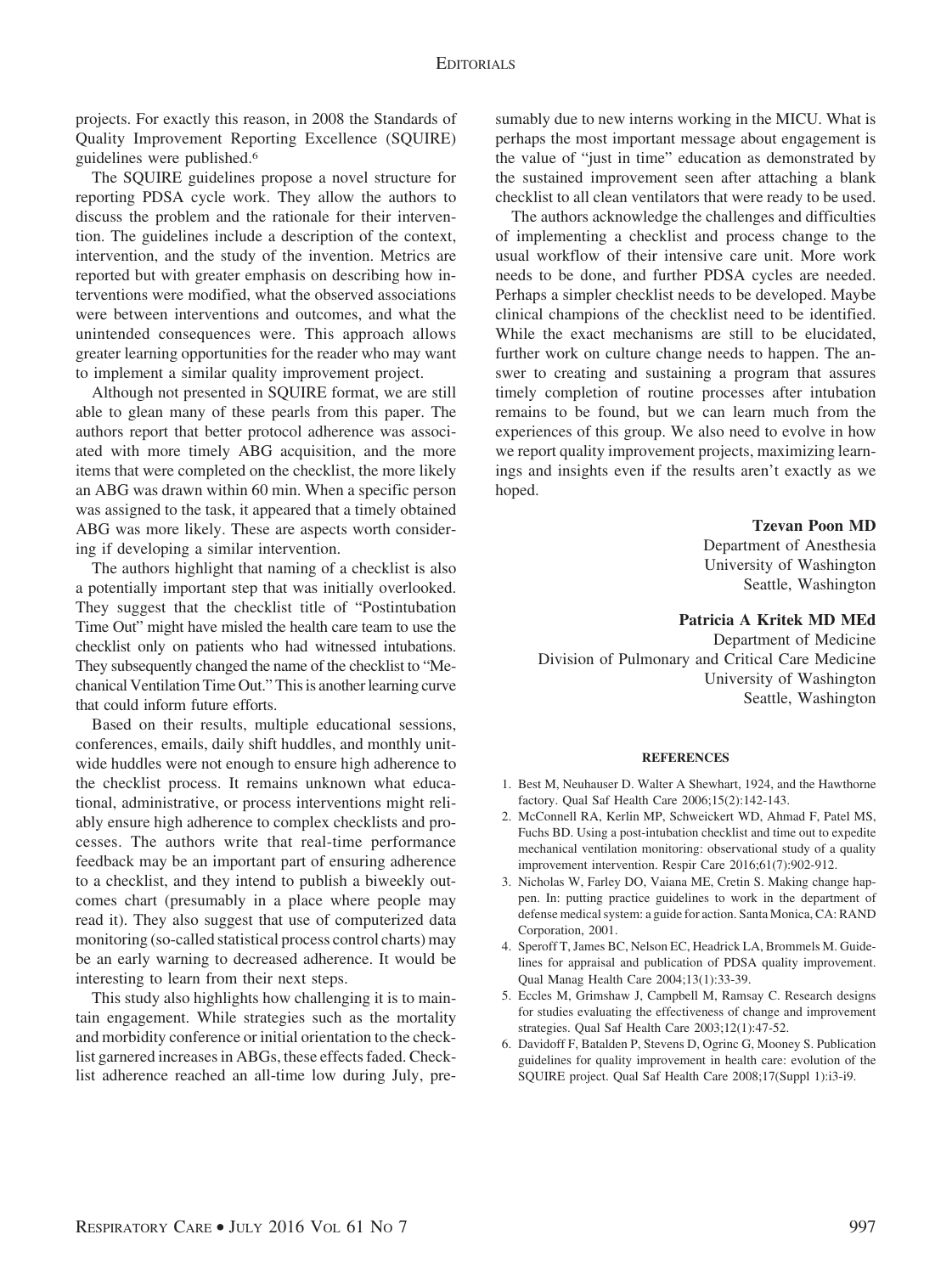projects. For exactly this reason, in 2008 the Standards of Quality Improvement Reporting Excellence (SQUIRE) guidelines were published.[6]

The SQUIRE guidelines propose a novel structure for reporting PDSA cycle work. They allow the authors to discuss the problem and the rationale for their intervention. The guidelines include a description of the context, intervention, and the study of the invention. Metrics are reported but with greater emphasis on describing how interventions were modified, what the observed associations were between interventions and outcomes, and what the unintended consequences were. This approach allows greater learning opportunities for the reader who may want to implement a similar quality improvement project.

Although not presented in SQUIRE format, we are still able to glean many of these pearls from this paper. The authors report that better protocol adherence was associated with more timely ABG acquisition, and the more items that were completed on the checklist, the more likely an ABG was drawn within 60 min. When a specific person was assigned to the task, it appeared that a timely obtained ABG was more likely. These are aspects worth considering if developing a similar intervention.

The authors highlight that naming of a checklist is also a potentially important step that was initially overlooked. They suggest that the checklist title of "Postintubation Time Out" might have misled the health care team to use the checklist only on patients who had witnessed intubations. They subsequently changed the name of the checklist to "Mechanical Ventilation Time Out." This is another learning curve that could inform future efforts.

Based on their results, multiple educational sessions, conferences, emails, daily shift huddles, and monthly unit-wide huddles were not enough to ensure high adherence to the checklist process. It remains unknown what educational, administrative, or process interventions might reliably ensure high adherence to complex checklists and processes. The authors write that real-time performance feedback may be an important part of ensuring adherence to a checklist, and they intend to publish a biweekly outcomes chart (presumably in a place where people may read it). They also suggest that use of computerized data monitoring (so-called statistical process control charts) may be an early warning to decreased adherence. It would be interesting to learn from their next steps.

This study also highlights how challenging it is to maintain engagement. While strategies such as the mortality and morbidity conference or initial orientation to the checklist garnered increases in ABGs, these effects faded. Checklist adherence reached an all-time low during July, presumably due to new interns working in the MICU. What is perhaps the most important message about engagement is the value of "just in time" education as demonstrated by the sustained improvement seen after attaching a blank checklist to all clean ventilators that were ready to be used.

The authors acknowledge the challenges and difficulties of implementing a checklist and process change to the usual workflow of their intensive care unit. More work needs to be done, and further PDSA cycles are needed. Perhaps a simpler checklist needs to be developed. Maybe clinical champions of the checklist need to be identified. While the exact mechanisms are still to be elucidated, further work on culture change needs to happen. The answer to creating and sustaining a program that assures timely completion of routine processes after intubation remains to be found, but we can learn much from the experiences of this group. We also need to evolve in how we report quality improvement projects, maximizing learnings and insights even if the results aren't exactly as we hoped.

**Tzevan Poon MD**
Department of Anesthesia
University of Washington
Seattle, Washington

**Patricia A Kritek MD MEd**
Department of Medicine
Division of Pulmonary and Critical Care Medicine
University of Washington
Seattle, Washington

#### REFERENCES

1. Best M, Neuhauser D. Walter A Shewhart, 1924, and the Hawthorne factory. Qual Saf Health Care 2006;15(2):142-143.
2. McConnell RA, Kerlin MP, Schweickert WD, Ahmad F, Patel MS, Fuchs BD. Using a post-intubation checklist and time out to expedite mechanical ventilation monitoring: observational study of a quality improvement intervention. Respir Care 2016;61(7):902-912.
3. Nicholas W, Farley DO, Vaiana ME, Cretin S. Making change happen. In: putting practice guidelines to work in the department of defense medical system: a guide for action. Santa Monica, CA: RAND Corporation, 2001.
4. Speroff T, James BC, Nelson EC, Headrick LA, Brommels M. Guidelines for appraisal and publication of PDSA quality improvement. Qual Manag Health Care 2004;13(1):33-39.
5. Eccles M, Grimshaw J, Campbell M, Ramsay C. Research designs for studies evaluating the effectiveness of change and improvement strategies. Qual Saf Health Care 2003;12(1):47-52.
6. Davidoff F, Batalden P, Stevens D, Ogrinc G, Mooney S. Publication guidelines for quality improvement in health care: evolution of the SQUIRE project. Qual Saf Health Care 2008;17(Suppl 1):i3-i9.